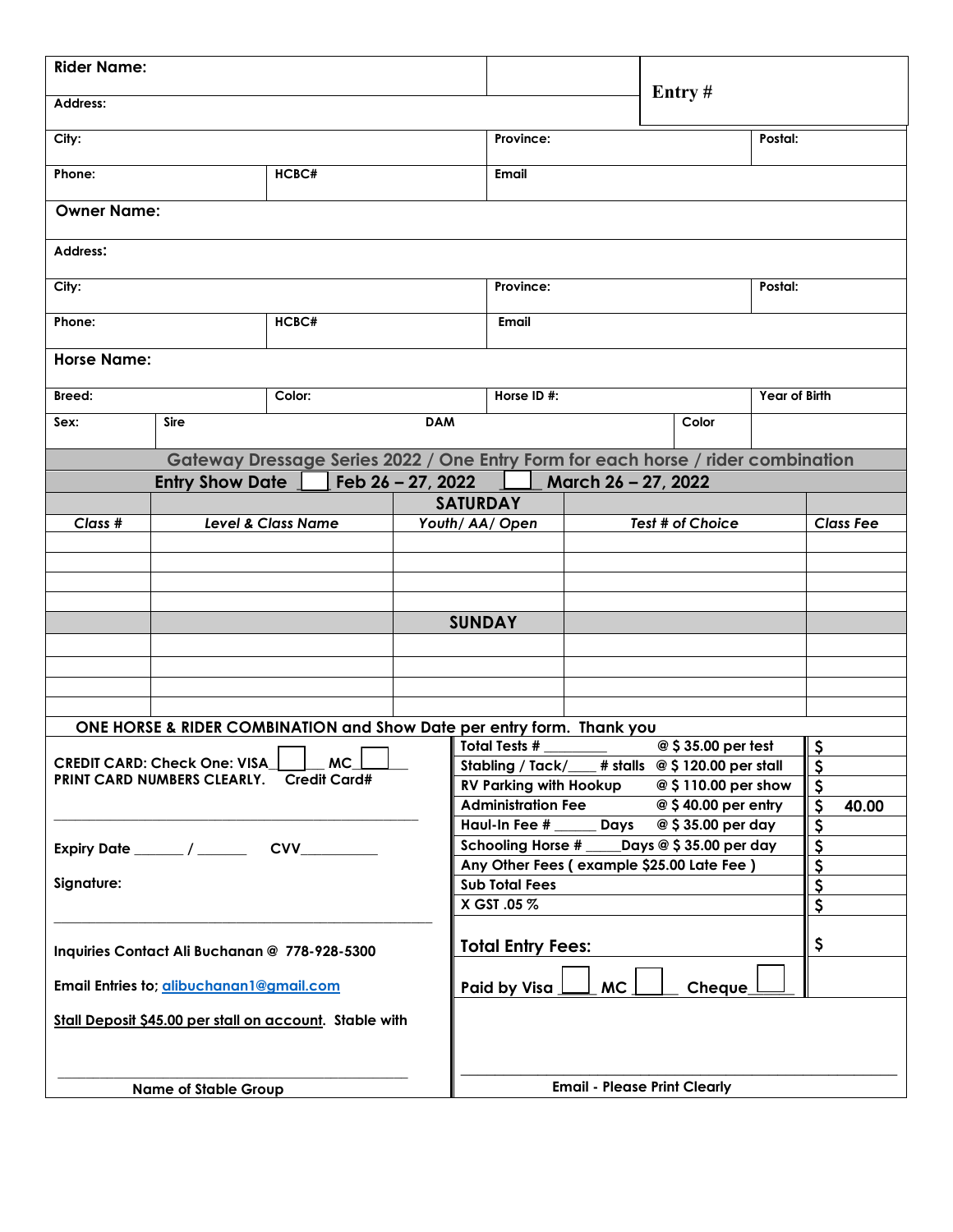| Rider Name: | | | | Entry # | |
|---|---|---|---|---|---|
| Address: | | | | | |
| City: | | Province: | | Postal: | |
| Phone: | HCBC# | Email | | | |

| Owner Name: | | | | |
|---|---|---|---|---|
| Address: | | | | |
| City: | | Province: | | Postal: |
| Phone: | HCBC# | Email | | |

| Horse Name: | | | | | |
|---|---|---|---|---|---|
| Breed: | | Color: | Horse ID #: | | Year of Birth |
| Sex: | Sire | | DAM | Color | |

**Gateway Dressage Series 2022 / One Entry Form for each horse / rider combination**

**Entry Show Date** ☐ **Feb 26 – 27, 2022** ☐ **March 26 – 27, 2022**

| Class # | Level & Class Name | Youth/ AA/ Open | Test # of Choice | Class Fee |
|---|---|---|---|---|
| | | **SATURDAY** | | |
| | | | | |
| | | | | |
| | | | | |
| | | | | |
| | | **SUNDAY** | | |
| | | | | |
| | | | | |
| | | | | |
| | | | | |

**ONE HORSE & RIDER COMBINATION and Show Date per entry form. Thank you**

CREDIT CARD: Check One: VISA ☐ MC ☐

PRINT CARD NUMBERS CLEARLY. Credit Card#

\_\_\_\_\_\_\_\_\_\_\_\_\_\_\_\_\_\_\_\_\_\_\_\_\_\_\_\_\_\_\_\_\_\_\_\_\_\_\_\_\_\_\_\_

Expiry Date \_\_\_\_\_\_ / \_\_\_\_\_\_ CVV\_\_\_\_\_\_\_\_\_\_

Signature:

\_\_\_\_\_\_\_\_\_\_\_\_\_\_\_\_\_\_\_\_\_\_\_\_\_\_\_\_\_\_\_\_\_\_\_\_\_\_\_\_\_\_\_\_

Inquiries Contact Ali Buchanan @ 778-928-5300

Email Entries to; alibuchanan1@gmail.com

Stall Deposit $45.00 per stall on account. Stable with

\_\_\_\_\_\_\_\_\_\_\_\_\_\_\_\_\_\_\_\_\_\_\_\_\_\_\_\_\_\_\_\_\_\_\_\_\_\_\_\_\_\_\_\_

Name of Stable Group

| | | |
|---|---|---|
| Total Tests # \_\_\_\_\_\_\_\_ | @ $ 35.00 per test | $ |
| Stabling / Tack/\_\_\_\_ # stalls | @ $ 120.00 per stall | $ |
| RV Parking with Hookup | @ $ 110.00 per show | $ |
| Administration Fee | @ $ 40.00 per entry | $ 40.00 |
| Haul-In Fee # \_\_\_\_\_ Days | @ $ 35.00 per day | $ |
| Schooling Horse # \_\_\_\_Days | @ $ 35.00 per day | $ |
| Any Other Fees ( example $25.00 Late Fee ) | | $ |
| Sub Total Fees | | $ |
| X GST .05 % | | $ |
| **Total Entry Fees:** | | $ |
| Paid by Visa ☐ MC ☐ Cheque ☐ | | |

\_\_\_\_\_\_\_\_\_\_\_\_\_\_\_\_\_\_\_\_\_\_\_\_\_\_\_\_\_\_\_\_\_\_\_\_\_\_\_\_\_\_\_\_

Email - Please Print Clearly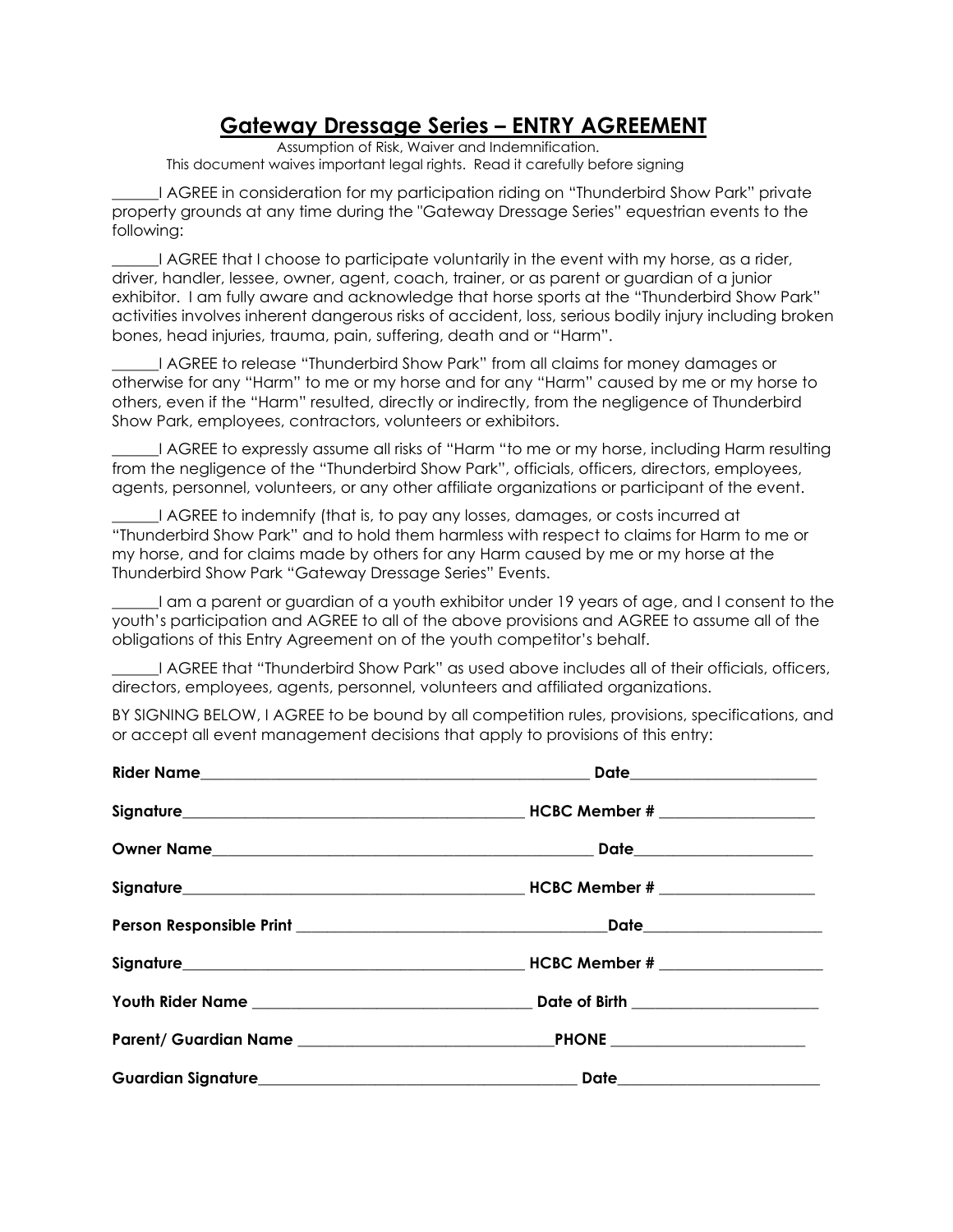# Gateway Dressage Series – ENTRY AGREEMENT

Assumption of Risk, Waiver and Indemnification.
This document waives important legal rights. Read it carefully before signing

______I AGREE in consideration for my participation riding on "Thunderbird Show Park" private property grounds at any time during the "Gateway Dressage Series" equestrian events to the following:

______I AGREE that I choose to participate voluntarily in the event with my horse, as a rider, driver, handler, lessee, owner, agent, coach, trainer, or as parent or guardian of a junior exhibitor. I am fully aware and acknowledge that horse sports at the "Thunderbird Show Park" activities involves inherent dangerous risks of accident, loss, serious bodily injury including broken bones, head injuries, trauma, pain, suffering, death and or "Harm".

______I AGREE to release "Thunderbird Show Park" from all claims for money damages or otherwise for any "Harm" to me or my horse and for any "Harm" caused by me or my horse to others, even if the "Harm" resulted, directly or indirectly, from the negligence of Thunderbird Show Park, employees, contractors, volunteers or exhibitors.

______I AGREE to expressly assume all risks of "Harm "to me or my horse, including Harm resulting from the negligence of the "Thunderbird Show Park", officials, officers, directors, employees, agents, personnel, volunteers, or any other affiliate organizations or participant of the event.

______I AGREE to indemnify (that is, to pay any losses, damages, or costs incurred at "Thunderbird Show Park" and to hold them harmless with respect to claims for Harm to me or my horse, and for claims made by others for any Harm caused by me or my horse at the Thunderbird Show Park "Gateway Dressage Series" Events.

______I am a parent or guardian of a youth exhibitor under 19 years of age, and I consent to the youth's participation and AGREE to all of the above provisions and AGREE to assume all of the obligations of this Entry Agreement on of the youth competitor's behalf.

______I AGREE that "Thunderbird Show Park" as used above includes all of their officials, officers, directors, employees, agents, personnel, volunteers and affiliated organizations.

BY SIGNING BELOW, I AGREE to be bound by all competition rules, provisions, specifications, and or accept all event management decisions that apply to provisions of this entry:

**Rider Name**________________________________________ **Date**____________________

**Signature**____________________________________ **HCBC Member #** ________________

**Owner Name**_______________________________________ **Date**____________________

**Signature**____________________________________ **HCBC Member #** ________________

**Person Responsible Print** ________________________________ **Date**____________________

**Signature**____________________________________ **HCBC Member #** ________________

**Youth Rider Name** _____________________________ **Date of Birth** ____________________

**Parent/ Guardian Name** ___________________________ **PHONE** ____________________

**Guardian Signature**________________________________ **Date**____________________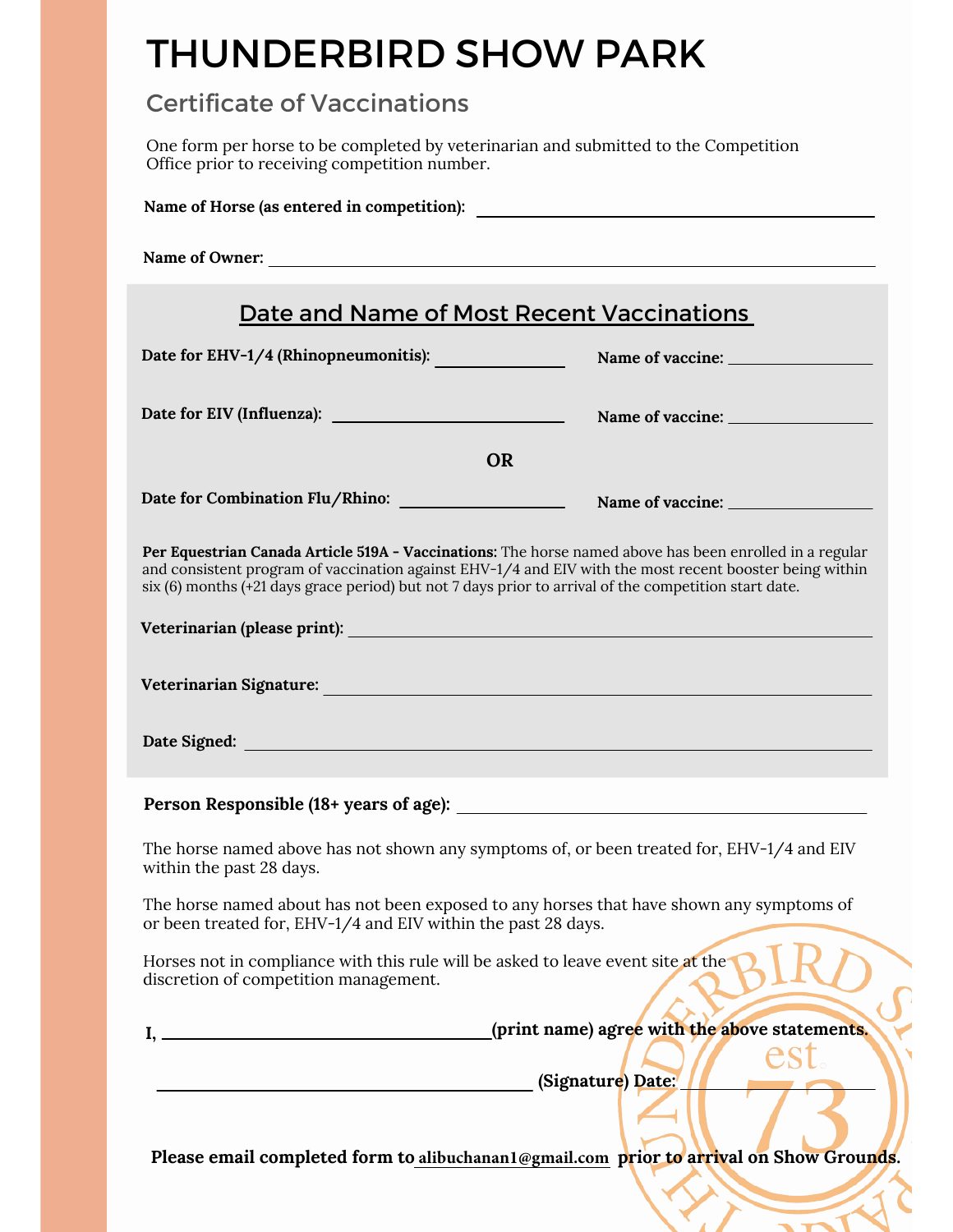# THUNDERBIRD SHOW PARK

## Certificate of Vaccinations

One form per horse to be completed by veterinarian and submitted to the Competition Office prior to receiving competition number.

**Name of Horse (as entered in competition):** ______________________________

**Name of Owner:** ______________________________

### Date and Name of Most Recent Vaccinations

**Date for EHV-1/4 (Rhinopneumonitis):** ____________ **Name of vaccine:** ____________

**Date for EIV (Influenza):** ____________ **Name of vaccine:** ____________

**OR**

**Date for Combination Flu/Rhino:** ____________ **Name of vaccine:** ____________

**Per Equestrian Canada Article 519A - Vaccinations:** The horse named above has been enrolled in a regular and consistent program of vaccination against EHV-1/4 and EIV with the most recent booster being within six (6) months (+21 days grace period) but not 7 days prior to arrival of the competition start date.

**Veterinarian (please print):** ______________________________

**Veterinarian Signature:** ______________________________

**Date Signed:** ______________________________

**Person Responsible (18+ years of age):** ______________________________

The horse named above has not shown any symptoms of, or been treated for, EHV-1/4 and EIV within the past 28 days.

The horse named about has not been exposed to any horses that have shown any symptoms of or been treated for, EHV-1/4 and EIV within the past 28 days.

Horses not in compliance with this rule will be asked to leave event site at the discretion of competition management.

**I, ______________________ (print name) agree with the above statements.**

______________________ **(Signature) Date:** ____________

**Please email completed form to** alibuchanan1@gmail.com **prior to arrival on Show Grounds.**